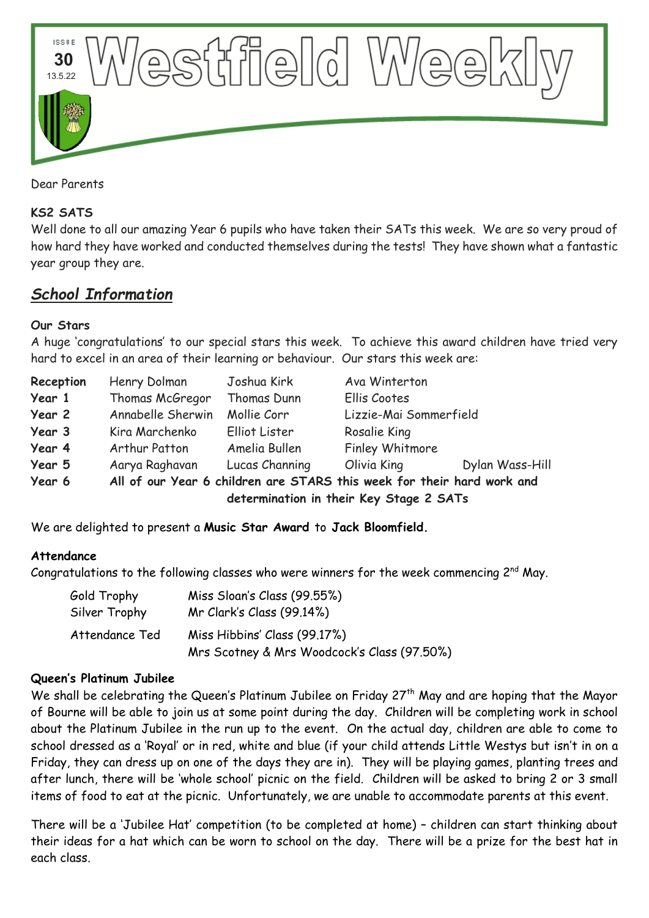ISSUE **30** 13.5.22

# Westfield Weekly

Dear Parents

**KS2 SATS**

Well done to all our amazing Year 6 pupils who have taken their SATs this week. We are so very proud of how hard they have worked and conducted themselves during the tests! They have shown what a fantastic year group they are.

## ***School Information***

**Our Stars**

A huge 'congratulations' to our special stars this week. To achieve this award children have tried very hard to excel in an area of their learning or behaviour. Our stars this week are:

| | | | | |
|---|---|---|---|---|
| **Reception** | Henry Dolman | Joshua Kirk | Ava Winterton | |
| **Year 1** | Thomas McGregor | Thomas Dunn | Ellis Cootes | |
| **Year 2** | Annabelle Sherwin | Mollie Corr | Lizzie-Mai Sommerfield | |
| **Year 3** | Kira Marchenko | Elliot Lister | Rosalie King | |
| **Year 4** | Arthur Patton | Amelia Bullen | Finley Whitmore | |
| **Year 5** | Aarya Raghavan | Lucas Channing | Olivia King | Dylan Wass-Hill |
| **Year 6** | **All of our Year 6 children are STARS this week for their hard work and determination in their Key Stage 2 SATs** | | | |

We are delighted to present a **Music Star Award** to **Jack Bloomfield.**

**Attendance**

Congratulations to the following classes who were winners for the week commencing 2nd May.

| | |
|---|---|
| Gold Trophy | Miss Sloan's Class (99.55%) |
| Silver Trophy | Mr Clark's Class (99.14%) |
| Attendance Ted | Miss Hibbins' Class (99.17%)<br>Mrs Scotney & Mrs Woodcock's Class (97.50%) |

**Queen's Platinum Jubilee**

We shall be celebrating the Queen's Platinum Jubilee on Friday 27th May and are hoping that the Mayor of Bourne will be able to join us at some point during the day. Children will be completing work in school about the Platinum Jubilee in the run up to the event. On the actual day, children are able to come to school dressed as a 'Royal' or in red, white and blue (if your child attends Little Westys but isn't in on a Friday, they can dress up on one of the days they are in). They will be playing games, planting trees and after lunch, there will be 'whole school' picnic on the field. Children will be asked to bring 2 or 3 small items of food to eat at the picnic. Unfortunately, we are unable to accommodate parents at this event.

There will be a 'Jubilee Hat' competition (to be completed at home) – children can start thinking about their ideas for a hat which can be worn to school on the day. There will be a prize for the best hat in each class.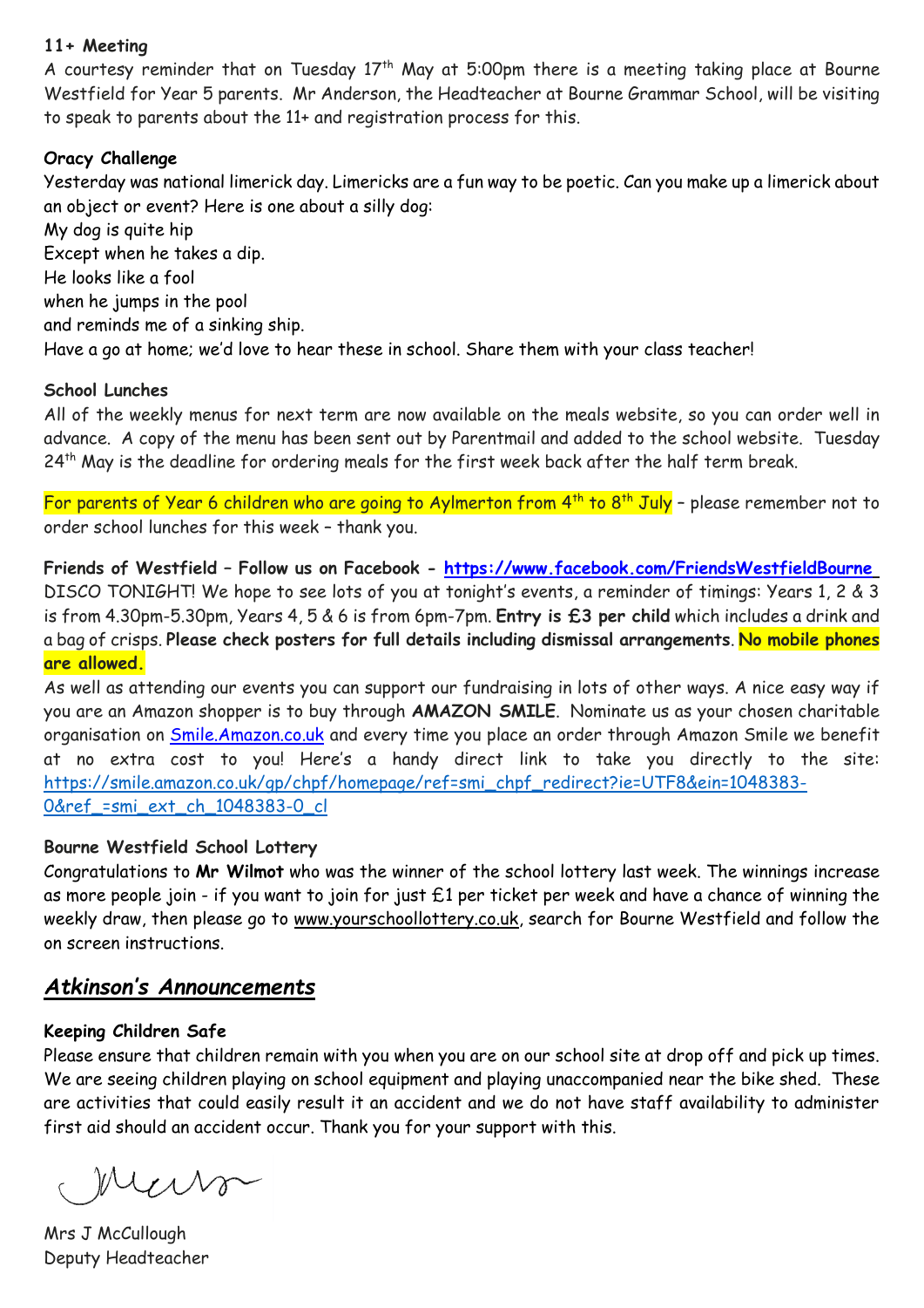**11+ Meeting**

A courtesy reminder that on Tuesday 17th May at 5:00pm there is a meeting taking place at Bourne Westfield for Year 5 parents. Mr Anderson, the Headteacher at Bourne Grammar School, will be visiting to speak to parents about the 11+ and registration process for this.

**Oracy Challenge**

Yesterday was national limerick day. Limericks are a fun way to be poetic. Can you make up a limerick about an object or event? Here is one about a silly dog:

My dog is quite hip
Except when he takes a dip.
He looks like a fool
when he jumps in the pool
and reminds me of a sinking ship.

Have a go at home; we'd love to hear these in school. Share them with your class teacher!

**School Lunches**

All of the weekly menus for next term are now available on the meals website, so you can order well in advance. A copy of the menu has been sent out by Parentmail and added to the school website. Tuesday 24th May is the deadline for ordering meals for the first week back after the half term break.

For parents of Year 6 children who are going to Aylmerton from 4th to 8th July – please remember not to order school lunches for this week – thank you.

**Friends of Westfield – Follow us on Facebook - https://www.facebook.com/FriendsWestfieldBourne**

DISCO TONIGHT! We hope to see lots of you at tonight's events, a reminder of timings: Years 1, 2 & 3 is from 4.30pm-5.30pm, Years 4, 5 & 6 is from 6pm-7pm. **Entry is £3 per child** which includes a drink and a bag of crisps. **Please check posters for full details including dismissal arrangements**. **No mobile phones are allowed.**

As well as attending our events you can support our fundraising in lots of other ways. A nice easy way if you are an Amazon shopper is to buy through **AMAZON SMILE**. Nominate us as your chosen charitable organisation on Smile.Amazon.co.uk and every time you place an order through Amazon Smile we benefit at no extra cost to you! Here's a handy direct link to take you directly to the site: https://smile.amazon.co.uk/gp/chpf/homepage/ref=smi_chpf_redirect?ie=UTF8&ein=1048383-0&ref_=smi_ext_ch_1048383-0_cl

**Bourne Westfield School Lottery**

Congratulations to **Mr Wilmot** who was the winner of the school lottery last week. The winnings increase as more people join - if you want to join for just £1 per ticket per week and have a chance of winning the weekly draw, then please go to www.yourschoollottery.co.uk, search for Bourne Westfield and follow the on screen instructions.

## ***Atkinson's Announcements***

**Keeping Children Safe**

Please ensure that children remain with you when you are on our school site at drop off and pick up times. We are seeing children playing on school equipment and playing unaccompanied near the bike shed. These are activities that could easily result it an accident and we do not have staff availability to administer first aid should an accident occur. Thank you for your support with this.

Mrs J McCullough
Deputy Headteacher